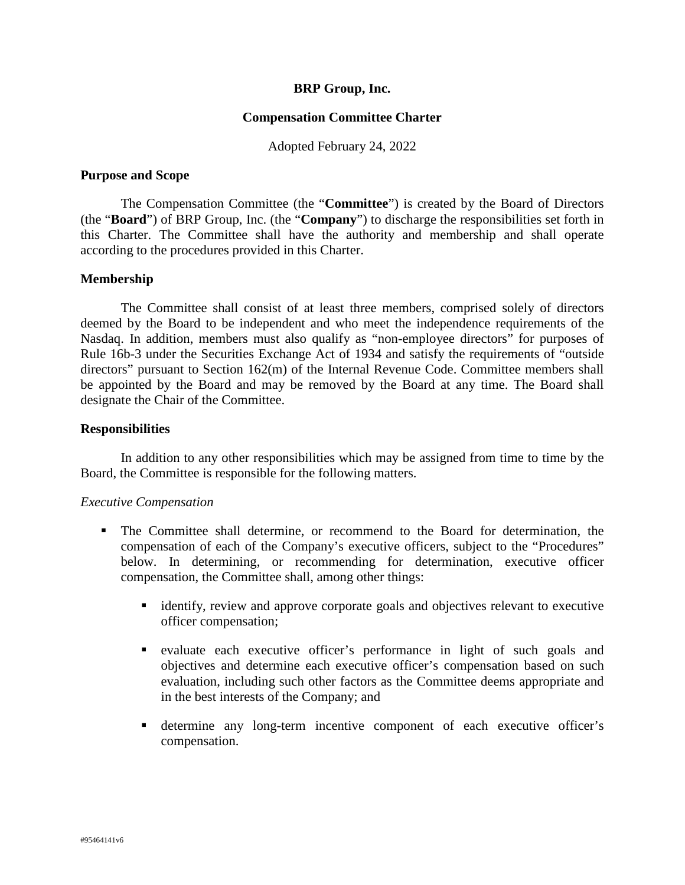**BRP Group, Inc.**

**Compensation Committee Charter**

Adopted February 24, 2022

### Purpose and Scope

The Compensation Committee (the "**Committee**") is created by the Board of Directors (the "**Board**") of BRP Group, Inc. (the "**Company**") to discharge the responsibilities set forth in this Charter. The Committee shall have the authority and membership and shall operate according to the procedures provided in this Charter.

### Membership

The Committee shall consist of at least three members, comprised solely of directors deemed by the Board to be independent and who meet the independence requirements of the Nasdaq. In addition, members must also qualify as "non-employee directors" for purposes of Rule 16b-3 under the Securities Exchange Act of 1934 and satisfy the requirements of "outside directors" pursuant to Section 162(m) of the Internal Revenue Code. Committee members shall be appointed by the Board and may be removed by the Board at any time. The Board shall designate the Chair of the Committee.

### Responsibilities

In addition to any other responsibilities which may be assigned from time to time by the Board, the Committee is responsible for the following matters.

*Executive Compensation*

- The Committee shall determine, or recommend to the Board for determination, the compensation of each of the Company's executive officers, subject to the "Procedures" below. In determining, or recommending for determination, executive officer compensation, the Committee shall, among other things:
    - identify, review and approve corporate goals and objectives relevant to executive officer compensation;
    - evaluate each executive officer's performance in light of such goals and objectives and determine each executive officer's compensation based on such evaluation, including such other factors as the Committee deems appropriate and in the best interests of the Company; and
    - determine any long-term incentive component of each executive officer's compensation.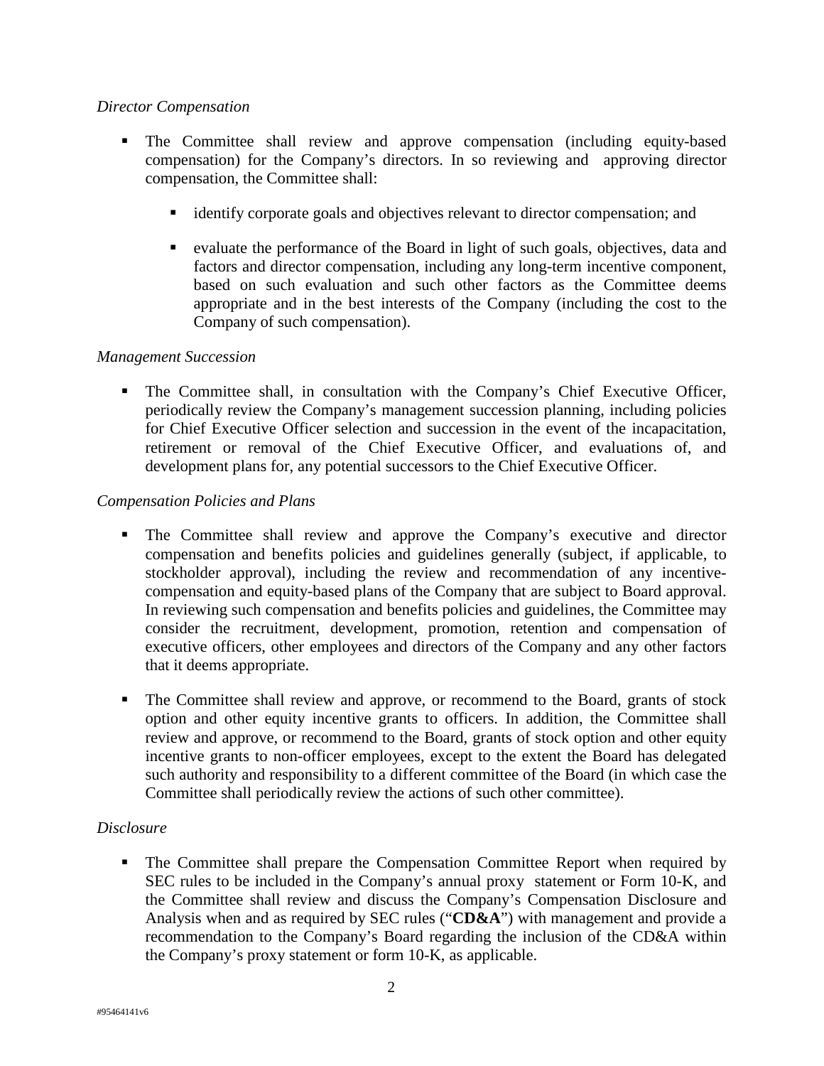*Director Compensation*

- The Committee shall review and approve compensation (including equity-based compensation) for the Company's directors. In so reviewing and approving director compensation, the Committee shall:
  - identify corporate goals and objectives relevant to director compensation; and
  - evaluate the performance of the Board in light of such goals, objectives, data and factors and director compensation, including any long-term incentive component, based on such evaluation and such other factors as the Committee deems appropriate and in the best interests of the Company (including the cost to the Company of such compensation).

*Management Succession*

- The Committee shall, in consultation with the Company's Chief Executive Officer, periodically review the Company's management succession planning, including policies for Chief Executive Officer selection and succession in the event of the incapacitation, retirement or removal of the Chief Executive Officer, and evaluations of, and development plans for, any potential successors to the Chief Executive Officer.

*Compensation Policies and Plans*

- The Committee shall review and approve the Company's executive and director compensation and benefits policies and guidelines generally (subject, if applicable, to stockholder approval), including the review and recommendation of any incentive-compensation and equity-based plans of the Company that are subject to Board approval. In reviewing such compensation and benefits policies and guidelines, the Committee may consider the recruitment, development, promotion, retention and compensation of executive officers, other employees and directors of the Company and any other factors that it deems appropriate.
- The Committee shall review and approve, or recommend to the Board, grants of stock option and other equity incentive grants to officers. In addition, the Committee shall review and approve, or recommend to the Board, grants of stock option and other equity incentive grants to non-officer employees, except to the extent the Board has delegated such authority and responsibility to a different committee of the Board (in which case the Committee shall periodically review the actions of such other committee).

*Disclosure*

- The Committee shall prepare the Compensation Committee Report when required by SEC rules to be included in the Company's annual proxy statement or Form 10-K, and the Committee shall review and discuss the Company's Compensation Disclosure and Analysis when and as required by SEC rules ("**CD&A**") with management and provide a recommendation to the Company's Board regarding the inclusion of the CD&A within the Company's proxy statement or form 10-K, as applicable.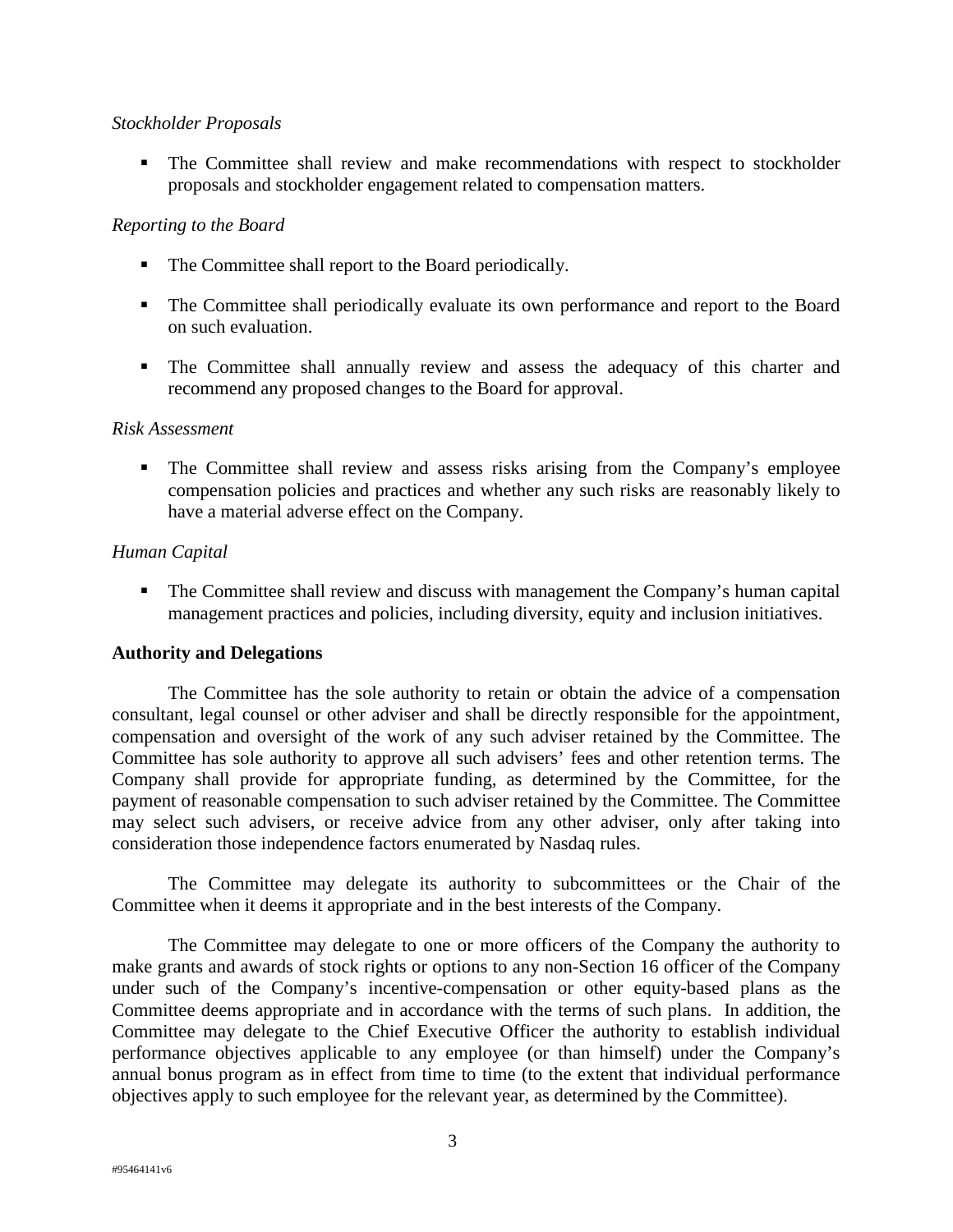*Stockholder Proposals*

- The Committee shall review and make recommendations with respect to stockholder proposals and stockholder engagement related to compensation matters.

*Reporting to the Board*

- The Committee shall report to the Board periodically.
- The Committee shall periodically evaluate its own performance and report to the Board on such evaluation.
- The Committee shall annually review and assess the adequacy of this charter and recommend any proposed changes to the Board for approval.

*Risk Assessment*

- The Committee shall review and assess risks arising from the Company's employee compensation policies and practices and whether any such risks are reasonably likely to have a material adverse effect on the Company.

*Human Capital*

- The Committee shall review and discuss with management the Company's human capital management practices and policies, including diversity, equity and inclusion initiatives.

**Authority and Delegations**

The Committee has the sole authority to retain or obtain the advice of a compensation consultant, legal counsel or other adviser and shall be directly responsible for the appointment, compensation and oversight of the work of any such adviser retained by the Committee. The Committee has sole authority to approve all such advisers' fees and other retention terms. The Company shall provide for appropriate funding, as determined by the Committee, for the payment of reasonable compensation to such adviser retained by the Committee. The Committee may select such advisers, or receive advice from any other adviser, only after taking into consideration those independence factors enumerated by Nasdaq rules.

The Committee may delegate its authority to subcommittees or the Chair of the Committee when it deems it appropriate and in the best interests of the Company.

The Committee may delegate to one or more officers of the Company the authority to make grants and awards of stock rights or options to any non-Section 16 officer of the Company under such of the Company's incentive-compensation or other equity-based plans as the Committee deems appropriate and in accordance with the terms of such plans. In addition, the Committee may delegate to the Chief Executive Officer the authority to establish individual performance objectives applicable to any employee (or than himself) under the Company's annual bonus program as in effect from time to time (to the extent that individual performance objectives apply to such employee for the relevant year, as determined by the Committee).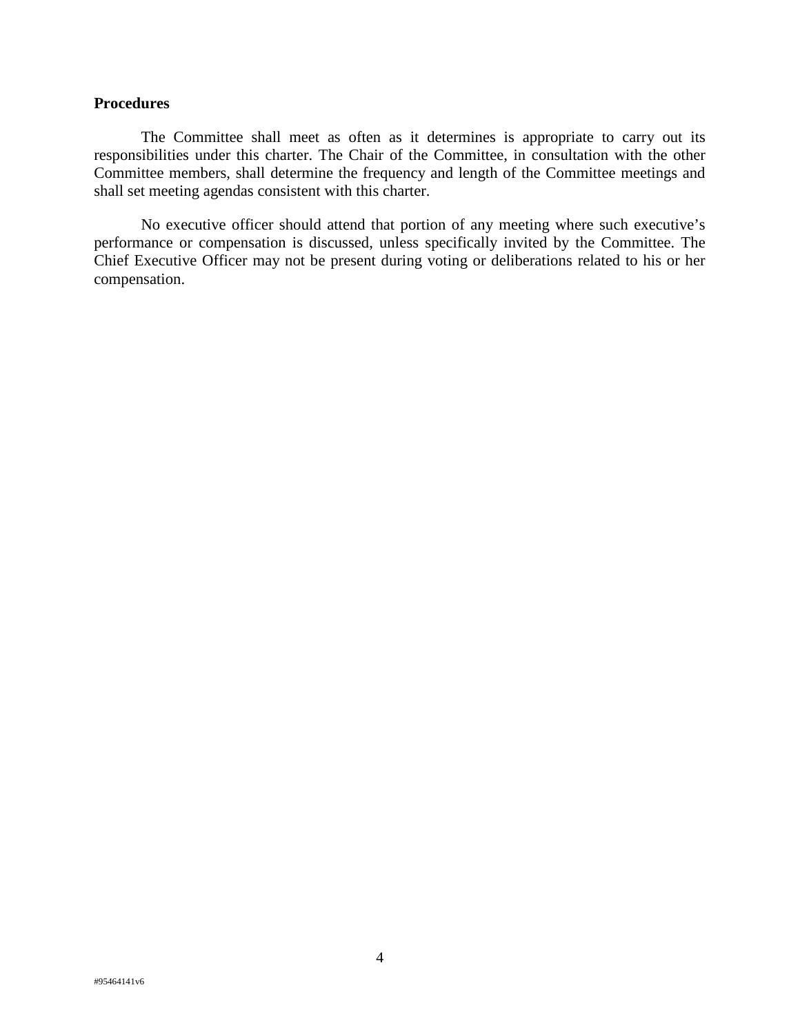**Procedures**

The Committee shall meet as often as it determines is appropriate to carry out its responsibilities under this charter. The Chair of the Committee, in consultation with the other Committee members, shall determine the frequency and length of the Committee meetings and shall set meeting agendas consistent with this charter.

No executive officer should attend that portion of any meeting where such executive's performance or compensation is discussed, unless specifically invited by the Committee. The Chief Executive Officer may not be present during voting or deliberations related to his or her compensation.